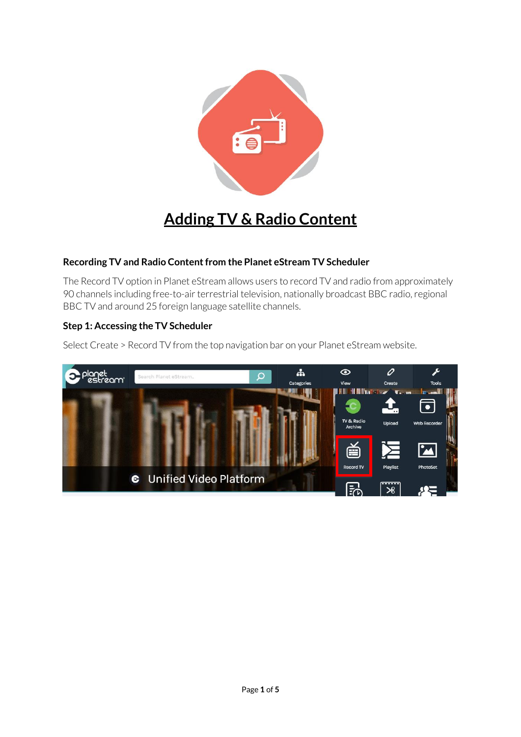# Adding TV & Radio Content

### Recording TV and Radio Content from the Planet eStream TV Scheduler

The Record TV option in Planet eStream allows users to record TV and radio from approximately 90 channels including free-to-air terrestrial television, nationally broadcast BBC radio, regional BBC TV and around 25 foreign language satellite channels.

### Step 1: Accessing the TV Scheduler

Select Create > Record TV from the top navigation bar on your Planet eStream website.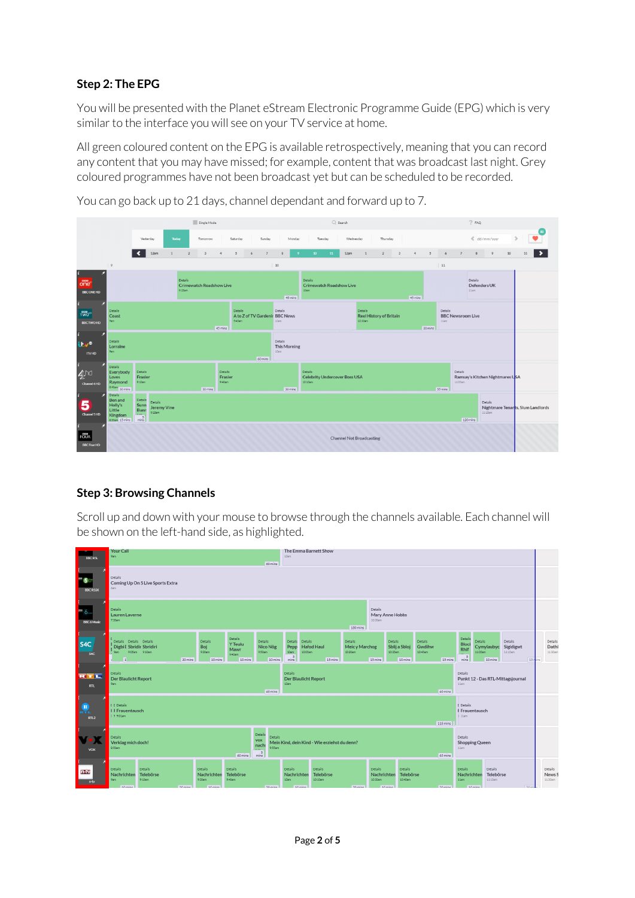**Step 2: The EPG**

You will be presented with the Planet eStream Electronic Programme Guide (EPG) which is very similar to the interface you will see on your TV service at home.

All green coloured content on the EPG is available retrospectively, meaning that you can record any content that you may have missed; for example, content that was broadcast last night. Grey coloured programmes have not been broadcast yet but can be scheduled to be recorded.

You can go back up to 21 days, channel dependant and forward up to 7.

**Step 3: Browsing Channels**

Scroll up and down with your mouse to browse through the channels available. Each channel will be shown on the left-hand side, as highlighted.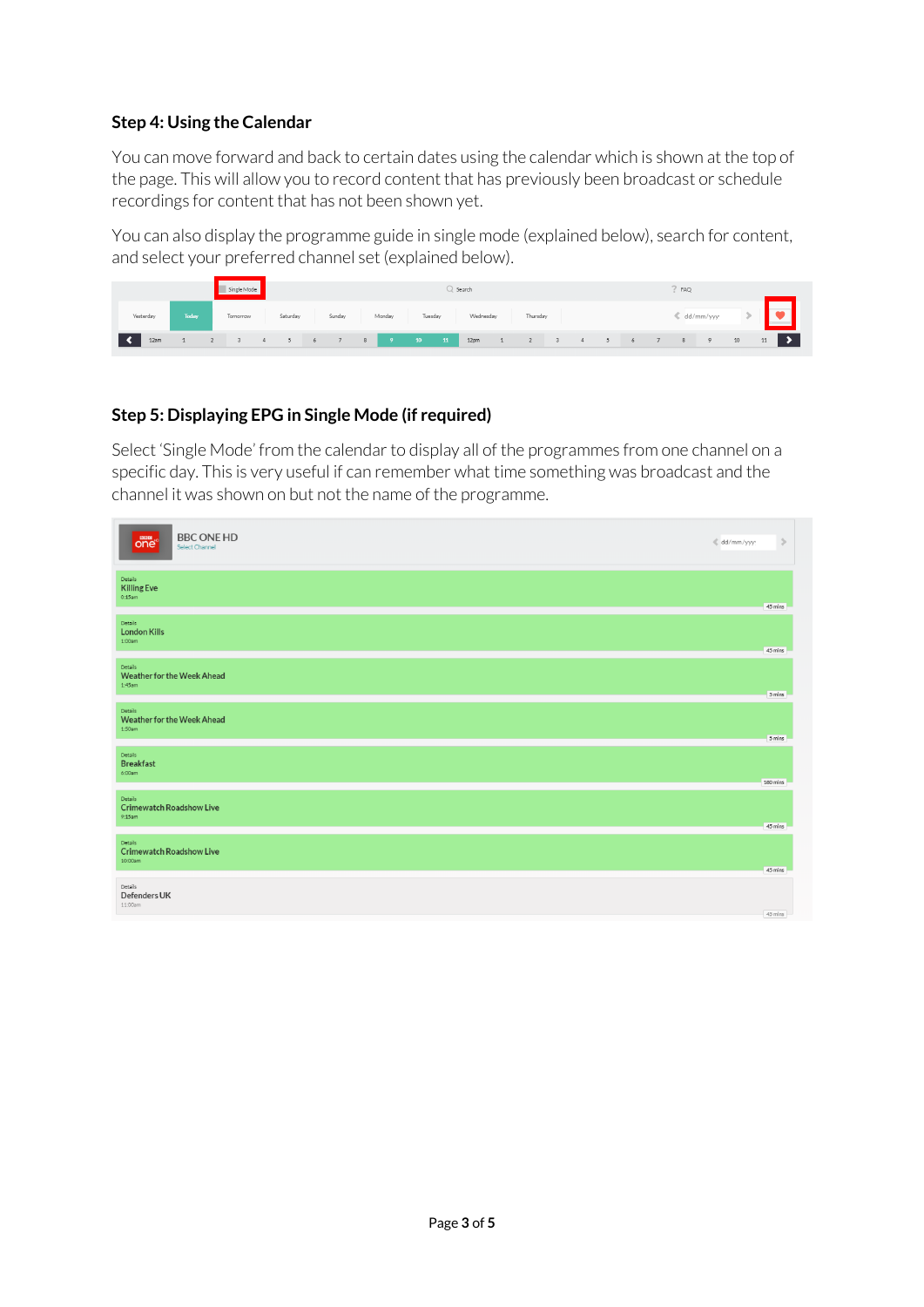## Step 4: Using the Calendar

You can move forward and back to certain dates using the calendar which is shown at the top of the page. This will allow you to record content that has previously been broadcast or schedule recordings for content that has not been shown yet.

You can also display the programme guide in single mode (explained below), search for content, and select your preferred channel set (explained below).

## Step 5: Displaying EPG in Single Mode (if required)

Select 'Single Mode' from the calendar to display all of the programmes from one channel on a specific day. This is very useful if can remember what time something was broadcast and the channel it was shown on but not the name of the programme.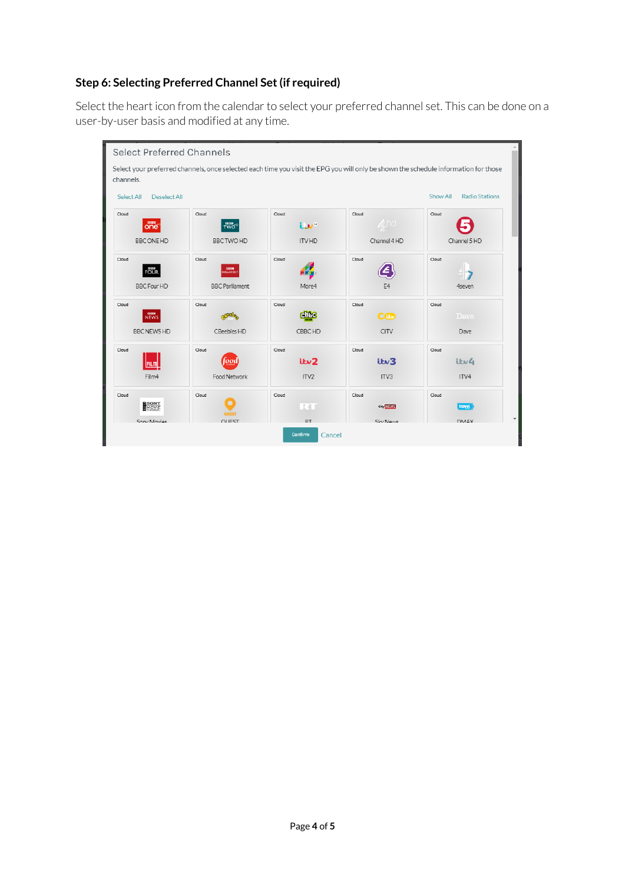### Step 6: Selecting Preferred Channel Set (if required)

Select the heart icon from the calendar to select your preferred channel set. This can be done on a user-by-user basis and modified at any time.

Select Preferred Channels

Select your preferred channels, once selected each time you visit the EPG you will only be shown the schedule information for those channels.

Select All Deselect All Show All Radio Stations

| | | | | |
|---|---|---|---|---|
| Cloud BBC ONE HD | Cloud BBC TWO HD | Cloud ITV HD | Cloud Channel 4 HD | Cloud Channel 5 HD |
| Cloud BBC Four HD | Cloud BBC Parliament | Cloud More4 | Cloud E4 | Cloud 4seven |
| Cloud BBC NEWS HD | Cloud CBeebies HD | Cloud CBBC HD | Cloud CITV | Cloud Dave |
| Cloud Film4 | Cloud Food Network | Cloud ITV2 | Cloud ITV3 | Cloud ITV4 |
| Cloud Sony Movies | Cloud QUEST | Cloud RT | Cloud Sky News | Cloud DMAX |

Confirm Cancel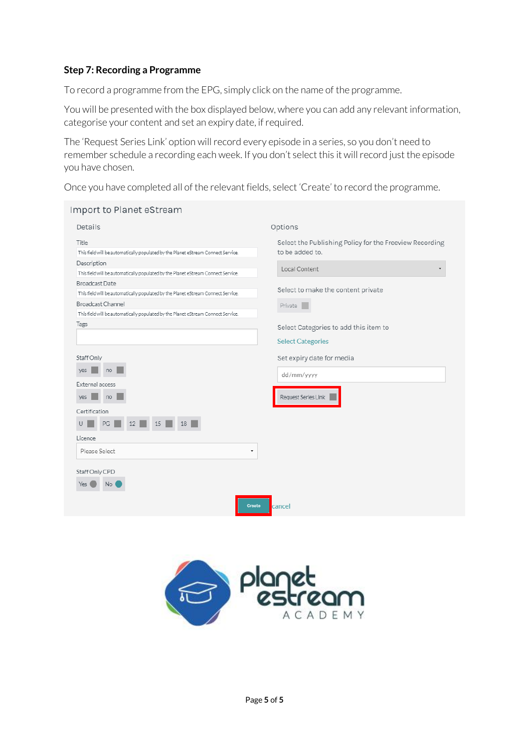**Step 7: Recording a Programme**

To record a programme from the EPG, simply click on the name of the programme.

You will be presented with the box displayed below, where you can add any relevant information, categorise your content and set an expiry date, if required.

The 'Request Series Link' option will record every episode in a series, so you don't need to remember schedule a recording each week. If you don't select this it will record just the episode you have chosen.

Once you have completed all of the relevant fields, select 'Create' to record the programme.

Import to Planet eStream

Details

Title

This field will be automatically populated by the Planet eStream Connect Service.

Description

This field will be automatically populated by the Planet eStream Connect Service.

Broadcast Date

This field will be automatically populated by the Planet eStream Connect Service.

Broadcast Channel

This field will be automatically populated by the Planet eStream Connect Service.

Tags

Staff Only

yes no

External access

yes no

Certification

U PG 12 15 18

Licence

Please Select

Staff Only CPD

Yes No

Options

Select the Publishing Policy for the Freeview Recording to be added to.

Local Content

Select to make the content private

Private

Select Categories to add this item to

Select Categories

Set expiry date for media

dd/mm/yyyy

Request Series Link

Create cancel

planet estream ACADEMY